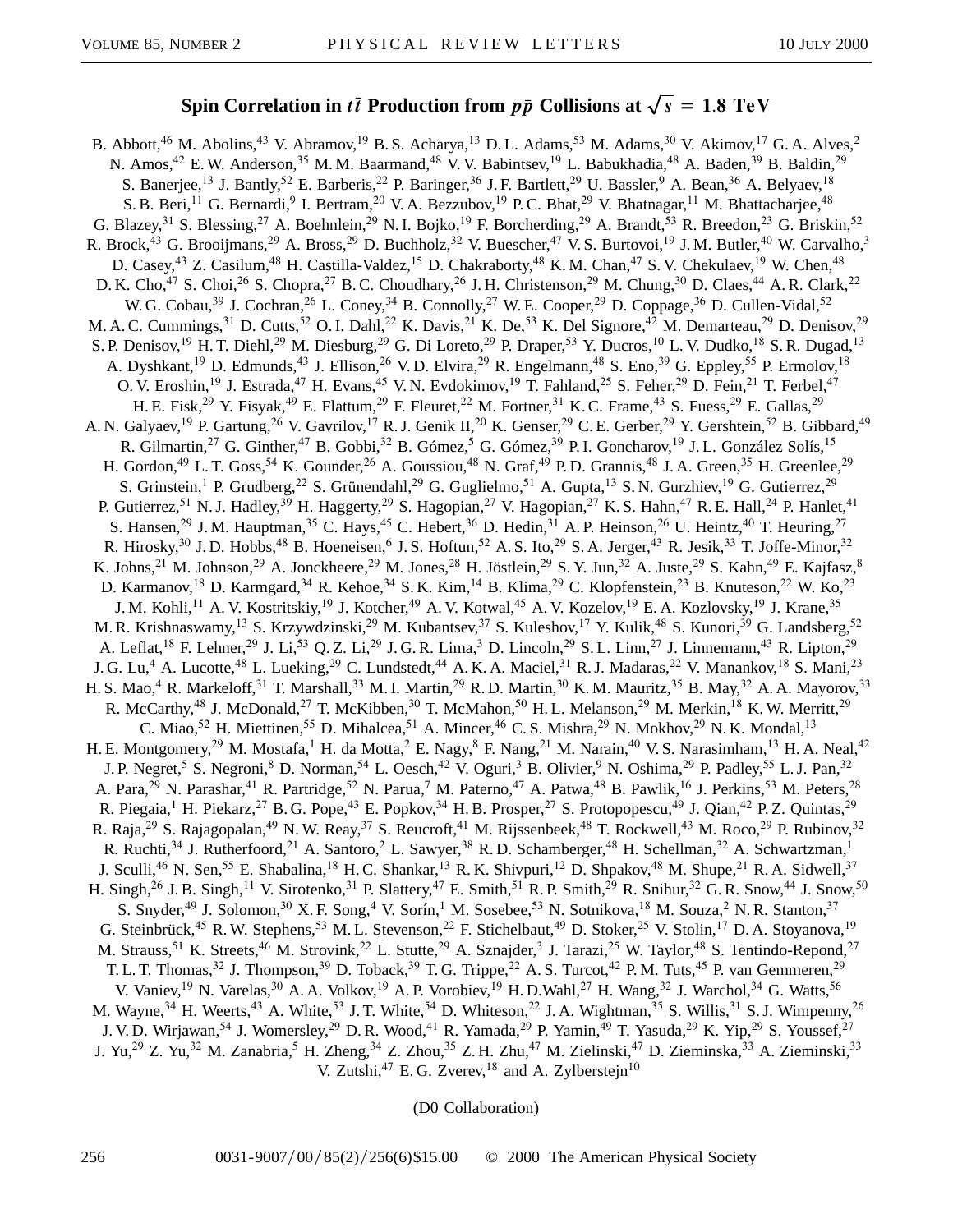# Spin Correlation in $t\bar{t}$ Production from $p\bar{p}$ Collisions at $\sqrt{s} = 1.8$ TeV

B. Abbott,[46] M. Abolins,[43] V. Abramov,[19] B. S. Acharya,[13] D. L. Adams,[53] M. Adams,[30] V. Akimov,[17] G. A. Alves,[2] N. Amos,[42] E. W. Anderson,[35] M. M. Baarmand,[48] V. V. Babintsev,[19] L. Babukhadia,[48] A. Baden,[39] B. Baldin,[29] S. Banerjee,[13] J. Bantly,[52] E. Barberis,[22] P. Baringer,[36] J. F. Bartlett,[29] U. Bassler,[9] A. Bean,[36] A. Belyaev,[18] S. B. Beri,[11] G. Bernardi,[9] I. Bertram,[20] V. A. Bezzubov,[19] P. C. Bhat,[29] V. Bhatnagar,[11] M. Bhattacharjee,[48] G. Blazey,[31] S. Blessing,[27] A. Boehnlein,[29] N. I. Bojko,[19] F. Borcherding,[29] A. Brandt,[53] R. Breedon,[23] G. Briskin,[52] R. Brock,[43] G. Brooijmans,[29] A. Bross,[29] D. Buchholz,[32] V. Buescher,[47] V. S. Burtovoi,[19] J. M. Butler,[40] W. Carvalho,[3] D. Casey,[43] Z. Casilum,[48] H. Castilla-Valdez,[15] D. Chakraborty,[48] K. M. Chan,[47] S. V. Chekulaev,[19] W. Chen,[48] D. K. Cho,[47] S. Choi,[26] S. Chopra,[27] B. C. Choudhary,[26] J. H. Christenson,[29] M. Chung,[30] D. Claes,[44] A. R. Clark,[22] W. G. Cobau,[39] J. Cochran,[26] L. Coney,[34] B. Connolly,[27] W. E. Cooper,[29] D. Coppage,[36] D. Cullen-Vidal,[52] M. A. C. Cummings,[31] D. Cutts,[52] O. I. Dahl,[22] K. Davis,[21] K. De,[53] K. Del Signore,[42] M. Demarteau,[29] D. Denisov,[29] S. P. Denisov,[19] H. T. Diehl,[29] M. Diesburg,[29] G. Di Loreto,[29] P. Draper,[53] Y. Ducros,[10] L. V. Dudko,[18] S. R. Dugad,[13] A. Dyshkant,[19] D. Edmunds,[43] J. Ellison,[26] V. D. Elvira,[29] R. Engelmann,[48] S. Eno,[39] G. Eppley,[55] P. Ermolov,[18] O. V. Eroshin,[19] J. Estrada,[47] H. Evans,[45] V. N. Evdokimov,[19] T. Fahland,[25] S. Feher,[29] D. Fein,[21] T. Ferbel,[47] H. E. Fisk,[29] Y. Fisyak,[49] E. Flattum,[29] F. Fleuret,[22] M. Fortner,[31] K. C. Frame,[43] S. Fuess,[29] E. Gallas,[29] A. N. Galyaev,[19] P. Gartung,[26] V. Gavrilov,[17] R. J. Genik II,[20] K. Genser,[29] C. E. Gerber,[29] Y. Gershtein,[52] B. Gibbard,[49] R. Gilmartin,[27] G. Ginther,[47] B. Gobbi,[32] B. Gómez,[5] G. Gómez,[39] P. I. Goncharov,[19] J. L. González Solís,[15] H. Gordon,[49] L. T. Goss,[54] K. Gounder,[26] A. Goussiou,[48] N. Graf,[49] P. D. Grannis,[48] J. A. Green,[35] H. Greenlee,[29] S. Grinstein,[1] P. Grudberg,[22] S. Grünendahl,[29] G. Guglielmo,[51] A. Gupta,[13] S. N. Gurzhiev,[19] G. Gutierrez,[29] P. Gutierrez,[51] N. J. Hadley,[39] H. Haggerty,[29] S. Hagopian,[27] V. Hagopian,[27] K. S. Hahn,[47] R. E. Hall,[24] P. Hanlet,[41] S. Hansen,[29] J. M. Hauptman,[35] C. Hays,[45] C. Hebert,[36] D. Hedin,[31] A. P. Heinson,[26] U. Heintz,[40] T. Heuring,[27] R. Hirosky,[30] J. D. Hobbs,[48] B. Hoeneisen,[6] J. S. Hoftun,[52] A. S. Ito,[29] S. A. Jerger,[43] R. Jesik,[33] T. Joffe-Minor,[32] K. Johns,[21] M. Johnson,[29] A. Jonckheere,[29] M. Jones,[28] H. Jöstlein,[29] S. Y. Jun,[32] A. Juste,[29] S. Kahn,[49] E. Kajfasz,[8] D. Karmanov,[18] D. Karmgard,[34] R. Kehoe,[34] S. K. Kim,[14] B. Klima,[29] C. Klopfenstein,[23] B. Knuteson,[22] W. Ko,[23] J. M. Kohli,[11] A. V. Kostritskiy,[19] J. Kotcher,[49] A. V. Kotwal,[45] A. V. Kozelov,[19] E. A. Kozlovsky,[19] J. Krane,[35] M. R. Krishnaswamy,[13] S. Krzywdzinski,[29] M. Kubantsev,[37] S. Kuleshov,[17] Y. Kulik,[48] S. Kunori,[39] G. Landsberg,[52] A. Leflat,[18] F. Lehner,[29] J. Li,[53] Q. Z. Li,[29] J. G. R. Lima,[3] D. Lincoln,[29] S. L. Linn,[27] J. Linnemann,[43] R. Lipton,[29] J. G. Lu,[4] A. Lucotte,[48] L. Lueking,[29] C. Lundstedt,[44] A. K. A. Maciel,[31] R. J. Madaras,[22] V. Manankov,[18] S. Mani,[23] H. S. Mao,[4] R. Markeloff,[31] T. Marshall,[33] M. I. Martin,[29] R. D. Martin,[30] K. M. Mauritz,[35] B. May,[32] A. A. Mayorov,[33] R. McCarthy,[48] J. McDonald,[27] T. McKibben,[30] T. McMahon,[50] H. L. Melanson,[29] M. Merkin,[18] K. W. Merritt,[29] C. Miao,[52] H. Miettinen,[55] D. Mihalcea,[51] A. Mincer,[46] C. S. Mishra,[29] N. Mokhov,[29] N. K. Mondal,[13] H. E. Montgomery,[29] M. Mostafa,[1] H. da Motta,[2] E. Nagy,[8] F. Nang,[21] M. Narain,[40] V. S. Narasimham,[13] H. A. Neal,[42] J. P. Negret,[5] S. Negroni,[8] D. Norman,[54] L. Oesch,[42] V. Oguri,[3] B. Olivier,[9] N. Oshima,[29] P. Padley,[55] L. J. Pan,[32] A. Para,[29] N. Parashar,[41] R. Partridge,[52] N. Parua,[7] M. Paterno,[47] A. Patwa,[48] B. Pawlik,[16] J. Perkins,[53] M. Peters,[28] R. Piegaia,[1] H. Piekarz,[27] B. G. Pope,[43] E. Popkov,[34] H. B. Prosper,[27] S. Protopopescu,[49] J. Qian,[42] P. Z. Quintas,[29] R. Raja,[29] S. Rajagopalan,[49] N. W. Reay,[37] S. Reucroft,[41] M. Rijssenbeek,[48] T. Rockwell,[43] M. Roco,[29] P. Rubinov,[32] R. Ruchti,[34] J. Rutherfoord,[21] A. Santoro,[2] L. Sawyer,[38] R. D. Schamberger,[48] H. Schellman,[32] A. Schwartzman,[1] J. Sculli,[46] N. Sen,[55] E. Shabalina,[18] H. C. Shankar,[13] R. K. Shivpuri,[12] D. Shpakov,[48] M. Shupe,[21] R. A. Sidwell,[37] H. Singh,[26] J. B. Singh,[11] V. Sirotenko,[31] P. Slattery,[47] E. Smith,[51] R. P. Smith,[29] R. Snihur,[32] G. R. Snow,[44] J. Snow,[50] S. Snyder,[49] J. Solomon,[30] X. F. Song,[4] V. Sorín,[1] M. Sosebee,[53] N. Sotnikova,[18] M. Souza,[2] N. R. Stanton,[37] G. Steinbrück,[45] R. W. Stephens,[53] M. L. Stevenson,[22] F. Stichelbaut,[49] D. Stoker,[25] V. Stolin,[17] D. A. Stoyanova,[19] M. Strauss,[51] K. Streets,[46] M. Strovink,[22] L. Stutte,[29] A. Sznajder,[3] J. Tarazi,[25] W. Taylor,[48] S. Tentindo-Repond,[27] T. L. T. Thomas,[32] J. Thompson,[39] D. Toback,[39] T. G. Trippe,[22] A. S. Turcot,[42] P. M. Tuts,[45] P. van Gemmeren,[29] V. Vaniev,[19] N. Varelas,[30] A. A. Volkov,[19] A. P. Vorobiev,[19] H. D. Wahl,[27] H. Wang,[32] J. Warchol,[34] G. Watts,[56] M. Wayne,[34] H. Weerts,[43] A. White,[53] J. T. White,[54] D. Whiteson,[22] J. A. Wightman,[35] S. Willis,[31] S. J. Wimpenny,[26] J. V. D. Wirjawan,[54] J. Womersley,[29] D. R. Wood,[41] R. Yamada,[29] P. Yamin,[49] T. Yasuda,[29] K. Yip,[29] S. Youssef,[27] J. Yu,[29] Z. Yu,[32] M. Zanabria,[5] H. Zheng,[34] Z. Zhou,[35] Z. H. Zhu,[47] M. Zielinski,[47] D. Zieminska,[33] A. Zieminski,[33] V. Zutshi,[47] E. G. Zverev,[18] and A. Zylberstejn[10]

(D0 Collaboration)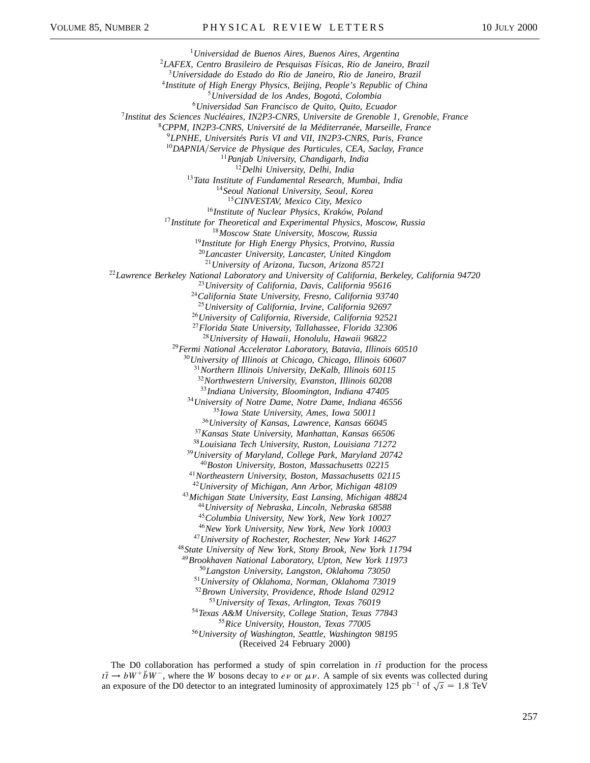[1]*Universidad de Buenos Aires, Buenos Aires, Argentina*
[2]*LAFEX, Centro Brasileiro de Pesquisas Físicas, Rio de Janeiro, Brazil*
[3]*Universidade do Estado do Rio de Janeiro, Rio de Janeiro, Brazil*
[4]*Institute of High Energy Physics, Beijing, People's Republic of China*
[5]*Universidad de los Andes, Bogotá, Colombia*
[6]*Universidad San Francisco de Quito, Quito, Ecuador*
[7]*Institut des Sciences Nucléaires, IN2P3-CNRS, Universite de Grenoble 1, Grenoble, France*
[8]*CPPM, IN2P3-CNRS, Université de la Méditerranée, Marseille, France*
[9]*LPNHE, Universités Paris VI and VII, IN2P3-CNRS, Paris, France*
[10]*DAPNIA/Service de Physique des Particules, CEA, Saclay, France*
[11]*Panjab University, Chandigarh, India*
[12]*Delhi University, Delhi, India*
[13]*Tata Institute of Fundamental Research, Mumbai, India*
[14]*Seoul National University, Seoul, Korea*
[15]*CINVESTAV, Mexico City, Mexico*
[16]*Institute of Nuclear Physics, Kraków, Poland*
[17]*Institute for Theoretical and Experimental Physics, Moscow, Russia*
[18]*Moscow State University, Moscow, Russia*
[19]*Institute for High Energy Physics, Protvino, Russia*
[20]*Lancaster University, Lancaster, United Kingdom*
[21]*University of Arizona, Tucson, Arizona 85721*
[22]*Lawrence Berkeley National Laboratory and University of California, Berkeley, California 94720*
[23]*University of California, Davis, California 95616*
[24]*California State University, Fresno, California 93740*
[25]*University of California, Irvine, California 92697*
[26]*University of California, Riverside, California 92521*
[27]*Florida State University, Tallahassee, Florida 32306*
[28]*University of Hawaii, Honolulu, Hawaii 96822*
[29]*Fermi National Accelerator Laboratory, Batavia, Illinois 60510*
[30]*University of Illinois at Chicago, Chicago, Illinois 60607*
[31]*Northern Illinois University, DeKalb, Illinois 60115*
[32]*Northwestern University, Evanston, Illinois 60208*
[33]*Indiana University, Bloomington, Indiana 47405*
[34]*University of Notre Dame, Notre Dame, Indiana 46556*
[35]*Iowa State University, Ames, Iowa 50011*
[36]*University of Kansas, Lawrence, Kansas 66045*
[37]*Kansas State University, Manhattan, Kansas 66506*
[38]*Louisiana Tech University, Ruston, Louisiana 71272*
[39]*University of Maryland, College Park, Maryland 20742*
[40]*Boston University, Boston, Massachusetts 02215*
[41]*Northeastern University, Boston, Massachusetts 02115*
[42]*University of Michigan, Ann Arbor, Michigan 48109*
[43]*Michigan State University, East Lansing, Michigan 48824*
[44]*University of Nebraska, Lincoln, Nebraska 68588*
[45]*Columbia University, New York, New York 10027*
[46]*New York University, New York, New York 10003*
[47]*University of Rochester, Rochester, New York 14627*
[48]*State University of New York, Stony Brook, New York 11794*
[49]*Brookhaven National Laboratory, Upton, New York 11973*
[50]*Langston University, Langston, Oklahoma 73050*
[51]*University of Oklahoma, Norman, Oklahoma 73019*
[52]*Brown University, Providence, Rhode Island 02912*
[53]*University of Texas, Arlington, Texas 76019*
[54]*Texas A&M University, College Station, Texas 77843*
[55]*Rice University, Houston, Texas 77005*
[56]*University of Washington, Seattle, Washington 98195*

(Received 24 February 2000)

The D0 collaboration has performed a study of spin correlation in $t\bar{t}$ production for the process $t\bar{t} \rightarrow bW^{+}\bar{b}W^{-}$, where the $W$ bosons decay to $e\nu$ or $\mu\nu$. A sample of six events was collected during an exposure of the D0 detector to an integrated luminosity of approximately 125 pb$^{-1}$ of $\sqrt{s} = 1.8$ TeV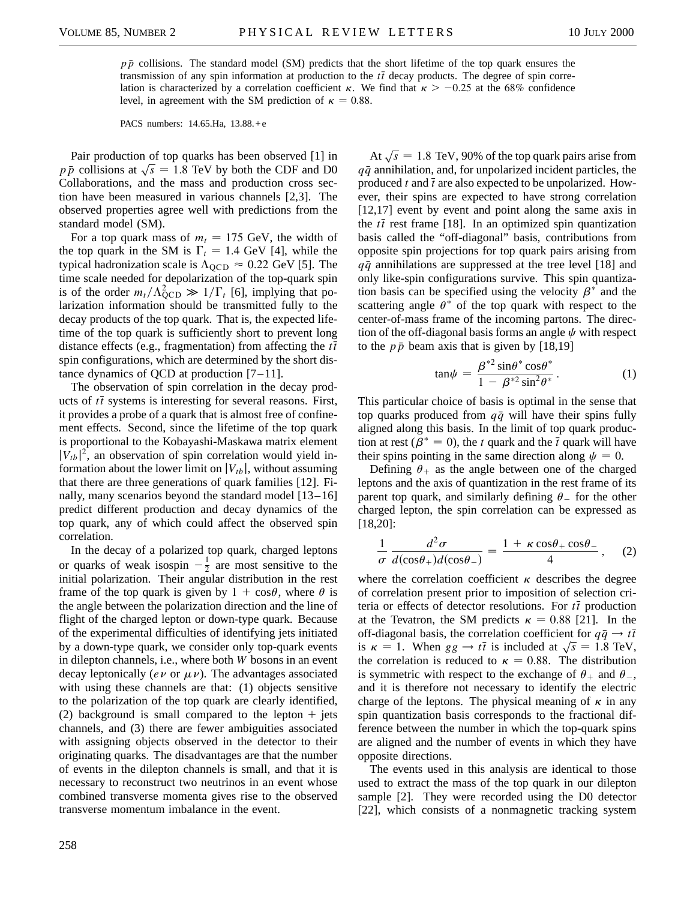$p\bar{p}$ collisions. The standard model (SM) predicts that the short lifetime of the top quark ensures the transmission of any spin information at production to the $t\bar{t}$ decay products. The degree of spin correlation is characterized by a correlation coefficient $\kappa$. We find that $\kappa > -0.25$ at the 68% confidence level, in agreement with the SM prediction of $\kappa = 0.88$.

PACS numbers: 14.65.Ha, 13.88.+e

Pair production of top quarks has been observed [1] in $p\bar{p}$ collisions at $\sqrt{s} = 1.8$ TeV by both the CDF and D0 Collaborations, and the mass and production cross section have been measured in various channels [2,3]. The observed properties agree well with predictions from the standard model (SM).

For a top quark mass of $m_t = 175$ GeV, the width of the top quark in the SM is $\Gamma_t = 1.4$ GeV [4], while the typical hadronization scale is $\Lambda_{\rm QCD} \approx 0.22$ GeV [5]. The time scale needed for depolarization of the top-quark spin is of the order $m_t/\Lambda_{\rm QCD}^2 \gg 1/\Gamma_t$ [6], implying that polarization information should be transmitted fully to the decay products of the top quark. That is, the expected lifetime of the top quark is sufficiently short to prevent long distance effects (e.g., fragmentation) from affecting the $t\bar{t}$ spin configurations, which are determined by the short distance dynamics of QCD at production [7–11].

The observation of spin correlation in the decay products of $t\bar{t}$ systems is interesting for several reasons. First, it provides a probe of a quark that is almost free of confinement effects. Second, since the lifetime of the top quark is proportional to the Kobayashi-Maskawa matrix element $|V_{tb}|^2$, an observation of spin correlation would yield information about the lower limit on $|V_{tb}|$, without assuming that there are three generations of quark families [12]. Finally, many scenarios beyond the standard model [13–16] predict different production and decay dynamics of the top quark, any of which could affect the observed spin correlation.

In the decay of a polarized top quark, charged leptons or quarks of weak isospin $-\frac{1}{2}$ are most sensitive to the initial polarization. Their angular distribution in the rest frame of the top quark is given by $1 + \cos\theta$, where $\theta$ is the angle between the polarization direction and the line of flight of the charged lepton or down-type quark. Because of the experimental difficulties of identifying jets initiated by a down-type quark, we consider only top-quark events in dilepton channels, i.e., where both $W$ bosons in an event decay leptonically ($e\nu$ or $\mu\nu$). The advantages associated with using these channels are that: (1) objects sensitive to the polarization of the top quark are clearly identified, (2) background is small compared to the lepton + jets channels, and (3) there are fewer ambiguities associated with assigning objects observed in the detector to their originating quarks. The disadvantages are that the number of events in the dilepton channels is small, and that it is necessary to reconstruct two neutrinos in an event whose combined transverse momenta gives rise to the observed transverse momentum imbalance in the event.

At $\sqrt{s} = 1.8$ TeV, 90% of the top quark pairs arise from $q\bar{q}$ annihilation, and, for unpolarized incident particles, the produced $t$ and $\bar{t}$ are also expected to be unpolarized. However, their spins are expected to have strong correlation [12,17] event by event and point along the same axis in the $t\bar{t}$ rest frame [18]. In an optimized spin quantization basis called the "off-diagonal" basis, contributions from opposite spin projections for top quark pairs arising from $q\bar{q}$ annihilations are suppressed at the tree level [18] and only like-spin configurations survive. This spin quantization basis can be specified using the velocity $\beta^*$ and the scattering angle $\theta^*$ of the top quark with respect to the center-of-mass frame of the incoming partons. The direction of the off-diagonal basis forms an angle $\psi$ with respect to the $p\bar{p}$ beam axis that is given by [18,19]

$$\tan\psi = \frac{\beta^{*2}\sin\theta^*\cos\theta^*}{1 - \beta^{*2}\sin^2\theta^*}. \qquad (1)$$

This particular choice of basis is optimal in the sense that top quarks produced from $q\bar{q}$ will have their spins fully aligned along this basis. In the limit of top quark production at rest ($\beta^* = 0$), the $t$ quark and the $\bar{t}$ quark will have their spins pointing in the same direction along $\psi = 0$.

Defining $\theta_+$ as the angle between one of the charged leptons and the axis of quantization in the rest frame of its parent top quark, and similarly defining $\theta_-$ for the other charged lepton, the spin correlation can be expressed as [18,20]:

$$\frac{1}{\sigma}\frac{d^2\sigma}{d(\cos\theta_+)d(\cos\theta_-)} = \frac{1 + \kappa\cos\theta_+\cos\theta_-}{4}, \qquad (2)$$

where the correlation coefficient $\kappa$ describes the degree of correlation present prior to imposition of selection criteria or effects of detector resolutions. For $t\bar{t}$ production at the Tevatron, the SM predicts $\kappa = 0.88$ [21]. In the off-diagonal basis, the correlation coefficient for $q\bar{q} \rightarrow t\bar{t}$ is $\kappa = 1$. When $gg \rightarrow t\bar{t}$ is included at $\sqrt{s} = 1.8$ TeV, the correlation is reduced to $\kappa = 0.88$. The distribution is symmetric with respect to the exchange of $\theta_+$ and $\theta_-$, and it is therefore not necessary to identify the electric charge of the leptons. The physical meaning of $\kappa$ in any spin quantization basis corresponds to the fractional difference between the number in which the top-quark spins are aligned and the number of events in which they have opposite directions.

The events used in this analysis are identical to those used to extract the mass of the top quark in our dilepton sample [2]. They were recorded using the D0 detector [22], which consists of a nonmagnetic tracking system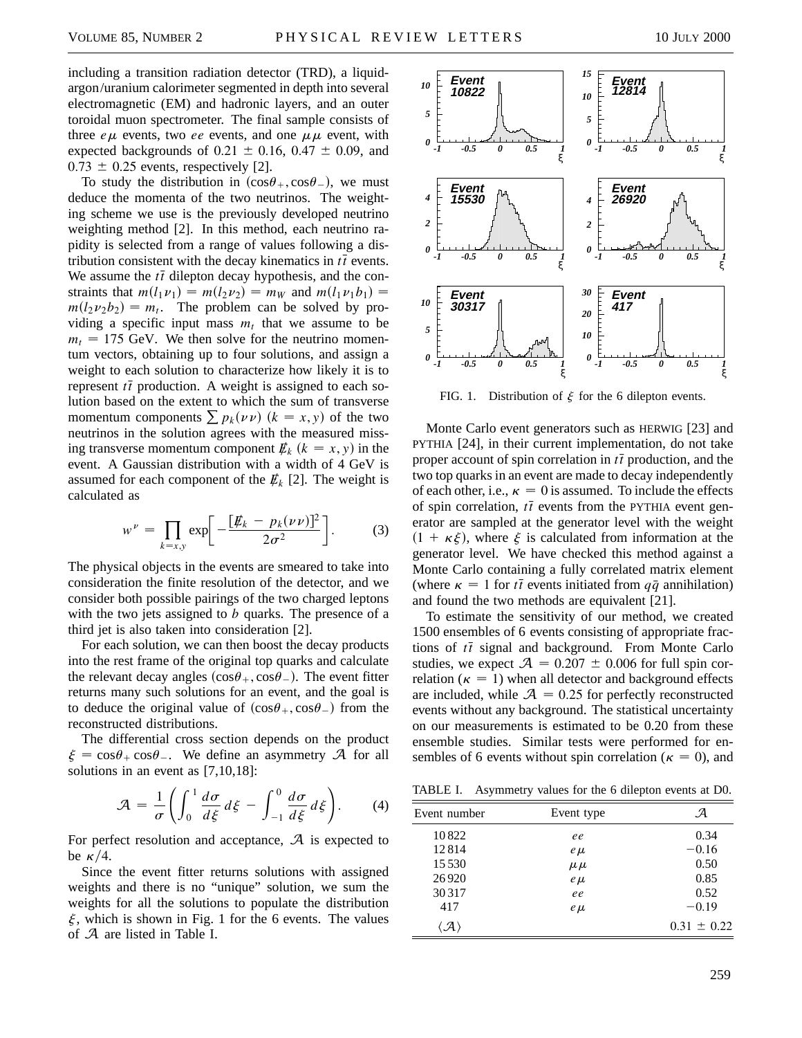including a transition radiation detector (TRD), a liquid-argon/uranium calorimeter segmented in depth into several electromagnetic (EM) and hadronic layers, and an outer toroidal muon spectrometer. The final sample consists of three $e\mu$ events, two $ee$ events, and one $\mu\mu$ event, with expected backgrounds of $0.21 \pm 0.16$, $0.47 \pm 0.09$, and $0.73 \pm 0.25$ events, respectively [2].

To study the distribution in $(\cos\theta_+, \cos\theta_-)$, we must deduce the momenta of the two neutrinos. The weighting scheme we use is the previously developed neutrino weighting method [2]. In this method, each neutrino rapidity is selected from a range of values following a distribution consistent with the decay kinematics in $t\bar{t}$ events. We assume the $t\bar{t}$ dilepton decay hypothesis, and the constraints that $m(l_1\nu_1) = m(l_2\nu_2) = m_W$ and $m(l_1\nu_1b_1) = m(l_2\nu_2b_2) = m_t$. The problem can be solved by providing a specific input mass $m_t$ that we assume to be $m_t = 175$ GeV. We then solve for the neutrino momentum vectors, obtaining up to four solutions, and assign a weight to each solution to characterize how likely it is to represent $t\bar{t}$ production. A weight is assigned to each solution based on the extent to which the sum of transverse momentum components $\sum p_k(\nu\nu)$ $(k = x, y)$ of the two neutrinos in the solution agrees with the measured missing transverse momentum component $\not{E}_k$ $(k = x, y)$ in the event. A Gaussian distribution with a width of 4 GeV is assumed for each component of the $\not{E}_k$ [2]. The weight is calculated as

$$w^\nu = \prod_{k=x,y} \exp\left[-\frac{[\not{E}_k - p_k(\nu\nu)]^2}{2\sigma^2}\right]. \qquad (3)$$

The physical objects in the events are smeared to take into consideration the finite resolution of the detector, and we consider both possible pairings of the two charged leptons with the two jets assigned to $b$ quarks. The presence of a third jet is also taken into consideration [2].

For each solution, we can then boost the decay products into the rest frame of the original top quarks and calculate the relevant decay angles $(\cos\theta_+, \cos\theta_-)$. The event fitter returns many such solutions for an event, and the goal is to deduce the original value of $(\cos\theta_+, \cos\theta_-)$ from the reconstructed distributions.

The differential cross section depends on the product $\xi = \cos\theta_+ \cos\theta_-$. We define an asymmetry $\mathcal{A}$ for all solutions in an event as [7,10,18]:

$$\mathcal{A} = \frac{1}{\sigma}\left(\int_0^1 \frac{d\sigma}{d\xi}\,d\xi - \int_{-1}^0 \frac{d\sigma}{d\xi}\,d\xi\right). \qquad (4)$$

For perfect resolution and acceptance, $\mathcal{A}$ is expected to be $\kappa/4$.

Since the event fitter returns solutions with assigned weights and there is no "unique" solution, we sum the weights for all the solutions to populate the distribution $\xi$, which is shown in Fig. 1 for the 6 events. The values of $\mathcal{A}$ are listed in Table I.

FIG. 1. Distribution of $\xi$ for the 6 dilepton events.

Monte Carlo event generators such as HERWIG [23] and PYTHIA [24], in their current implementation, do not take proper account of spin correlation in $t\bar{t}$ production, and the two top quarks in an event are made to decay independently of each other, i.e., $\kappa = 0$ is assumed. To include the effects of spin correlation, $t\bar{t}$ events from the PYTHIA event generator are sampled at the generator level with the weight $(1 + \kappa\xi)$, where $\xi$ is calculated from information at the generator level. We have checked this method against a Monte Carlo containing a fully correlated matrix element (where $\kappa = 1$ for $t\bar{t}$ events initiated from $q\bar{q}$ annihilation) and found the two methods are equivalent [21].

To estimate the sensitivity of our method, we created 1500 ensembles of 6 events consisting of appropriate fractions of $t\bar{t}$ signal and background. From Monte Carlo studies, we expect $\mathcal{A} = 0.207 \pm 0.006$ for full spin correlation ($\kappa = 1$) when all detector and background effects are included, while $\mathcal{A} = 0.25$ for perfectly reconstructed events without any background. The statistical uncertainty on our measurements is estimated to be 0.20 from these ensemble studies. Similar tests were performed for ensembles of 6 events without spin correlation ($\kappa = 0$), and

TABLE I. Asymmetry values for the 6 dilepton events at D0.

| Event number | Event type | $\mathcal{A}$ |
|---|---|---|
| 10 822 | $ee$ | 0.34 |
| 12 814 | $e\mu$ | $-0.16$ |
| 15 530 | $\mu\mu$ | 0.50 |
| 26 920 | $e\mu$ | 0.85 |
| 30 317 | $ee$ | 0.52 |
| 417 | $e\mu$ | $-0.19$ |
| $\langle\mathcal{A}\rangle$ | | $0.31 \pm 0.22$ |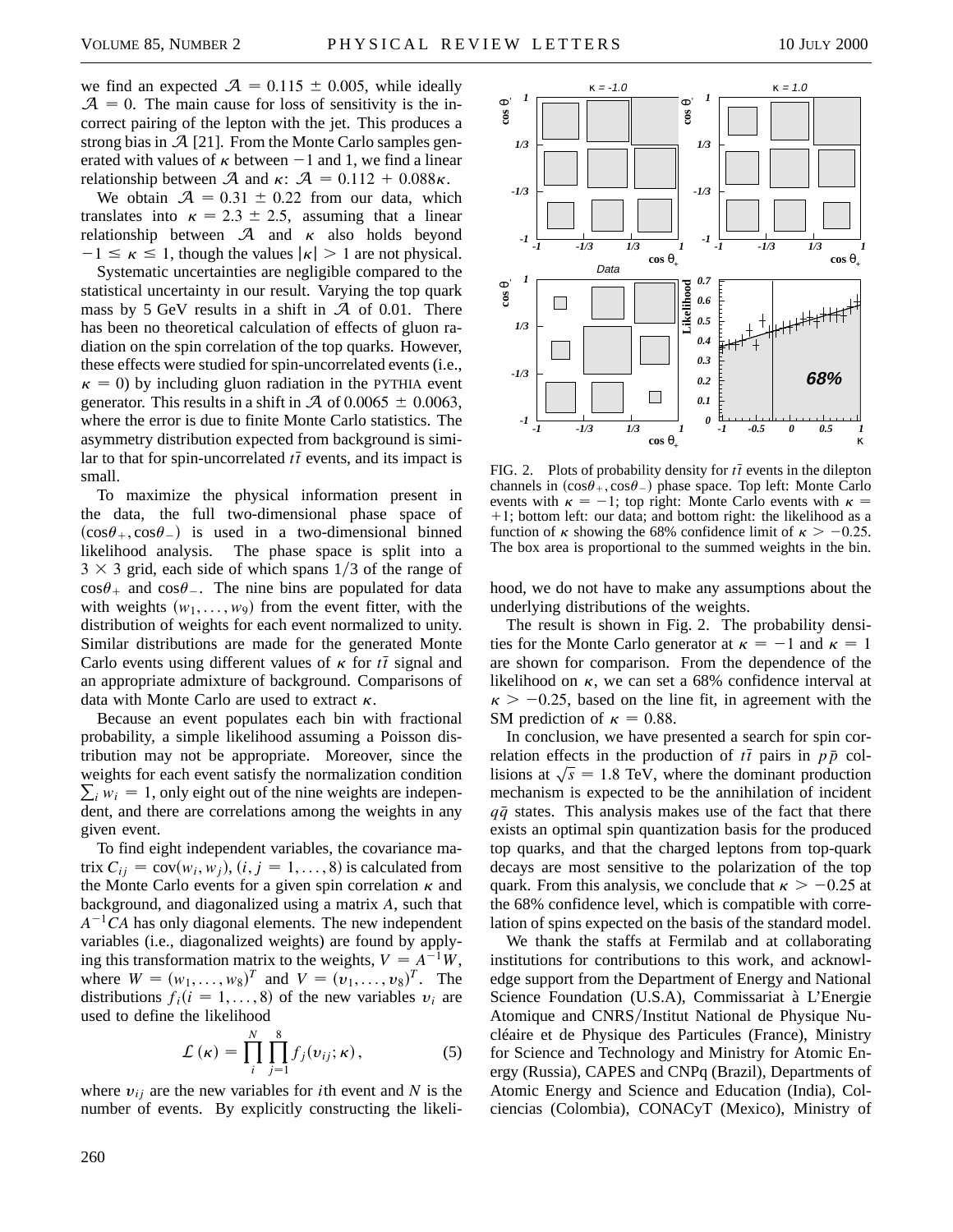we find an expected $\mathcal{A} = 0.115 \pm 0.005$, while ideally $\mathcal{A} = 0$. The main cause for loss of sensitivity is the incorrect pairing of the lepton with the jet. This produces a strong bias in $\mathcal{A}$ [21]. From the Monte Carlo samples generated with values of $\kappa$ between $-1$ and 1, we find a linear relationship between $\mathcal{A}$ and $\kappa$: $\mathcal{A} = 0.112 + 0.088\kappa$.

We obtain $\mathcal{A} = 0.31 \pm 0.22$ from our data, which translates into $\kappa = 2.3 \pm 2.5$, assuming that a linear relationship between $\mathcal{A}$ and $\kappa$ also holds beyond $-1 \leq \kappa \leq 1$, though the values $|\kappa| > 1$ are not physical.

Systematic uncertainties are negligible compared to the statistical uncertainty in our result. Varying the top quark mass by 5 GeV results in a shift in $\mathcal{A}$ of 0.01. There has been no theoretical calculation of effects of gluon radiation on the spin correlation of the top quarks. However, these effects were studied for spin-uncorrelated events (i.e., $\kappa = 0$) by including gluon radiation in the PYTHIA event generator. This results in a shift in $\mathcal{A}$ of $0.0065 \pm 0.0063$, where the error is due to finite Monte Carlo statistics. The asymmetry distribution expected from background is similar to that for spin-uncorrelated $t\bar{t}$ events, and its impact is small.

To maximize the physical information present in the data, the full two-dimensional phase space of $(\cos\theta_+, \cos\theta_-)$ is used in a two-dimensional binned likelihood analysis. The phase space is split into a $3 \times 3$ grid, each side of which spans $1/3$ of the range of $\cos\theta_+$ and $\cos\theta_-$. The nine bins are populated for data with weights $(w_1, \ldots, w_9)$ from the event fitter, with the distribution of weights for each event normalized to unity. Similar distributions are made for the generated Monte Carlo events using different values of $\kappa$ for $t\bar{t}$ signal and an appropriate admixture of background. Comparisons of data with Monte Carlo are used to extract $\kappa$.

Because an event populates each bin with fractional probability, a simple likelihood assuming a Poisson distribution may not be appropriate. Moreover, since the weights for each event satisfy the normalization condition $\sum_i w_i = 1$, only eight out of the nine weights are independent, and there are correlations among the weights in any given event.

To find eight independent variables, the covariance matrix $C_{ij} = \mathrm{cov}(w_i, w_j)$, $(i, j = 1, \ldots, 8)$ is calculated from the Monte Carlo events for a given spin correlation $\kappa$ and background, and diagonalized using a matrix $A$, such that $A^{-1}CA$ has only diagonal elements. The new independent variables (i.e., diagonalized weights) are found by applying this transformation matrix to the weights, $V = A^{-1}W$, where $W = (w_1, \ldots, w_8)^T$ and $V = (v_1, \ldots, v_8)^T$. The distributions $f_i (i = 1, \ldots, 8)$ of the new variables $v_i$ are used to define the likelihood

$$\mathcal{L}(\kappa) = \prod_{i}^{N} \prod_{j=1}^{8} f_j(v_{ij}; \kappa), \quad (5)$$

where $v_{ij}$ are the new variables for $i$th event and $N$ is the number of events. By explicitly constructing the likelihood, we do not have to make any assumptions about the underlying distributions of the weights.

FIG. 2. Plots of probability density for $t\bar{t}$ events in the dilepton channels in $(\cos\theta_+, \cos\theta_-)$ phase space. Top left: Monte Carlo events with $\kappa = -1$; top right: Monte Carlo events with $\kappa = +1$; bottom left: our data; and bottom right: the likelihood as a function of $\kappa$ showing the 68% confidence limit of $\kappa > -0.25$. The box area is proportional to the summed weights in the bin.

The result is shown in Fig. 2. The probability densities for the Monte Carlo generator at $\kappa = -1$ and $\kappa = 1$ are shown for comparison. From the dependence of the likelihood on $\kappa$, we can set a 68% confidence interval at $\kappa > -0.25$, based on the line fit, in agreement with the SM prediction of $\kappa = 0.88$.

In conclusion, we have presented a search for spin correlation effects in the production of $t\bar{t}$ pairs in $p\bar{p}$ collisions at $\sqrt{s} = 1.8$ TeV, where the dominant production mechanism is expected to be the annihilation of incident $q\bar{q}$ states. This analysis makes use of the fact that there exists an optimal spin quantization basis for the produced top quarks, and that the charged leptons from top-quark decays are most sensitive to the polarization of the top quark. From this analysis, we conclude that $\kappa > -0.25$ at the 68% confidence level, which is compatible with correlation of spins expected on the basis of the standard model.

We thank the staffs at Fermilab and at collaborating institutions for contributions to this work, and acknowledge support from the Department of Energy and National Science Foundation (U.S.A), Commissariat à L'Energie Atomique and CNRS/Institut National de Physique Nucléaire et de Physique des Particules (France), Ministry for Science and Technology and Ministry for Atomic Energy (Russia), CAPES and CNPq (Brazil), Departments of Atomic Energy and Science and Education (India), Colciencias (Colombia), CONACyT (Mexico), Ministry of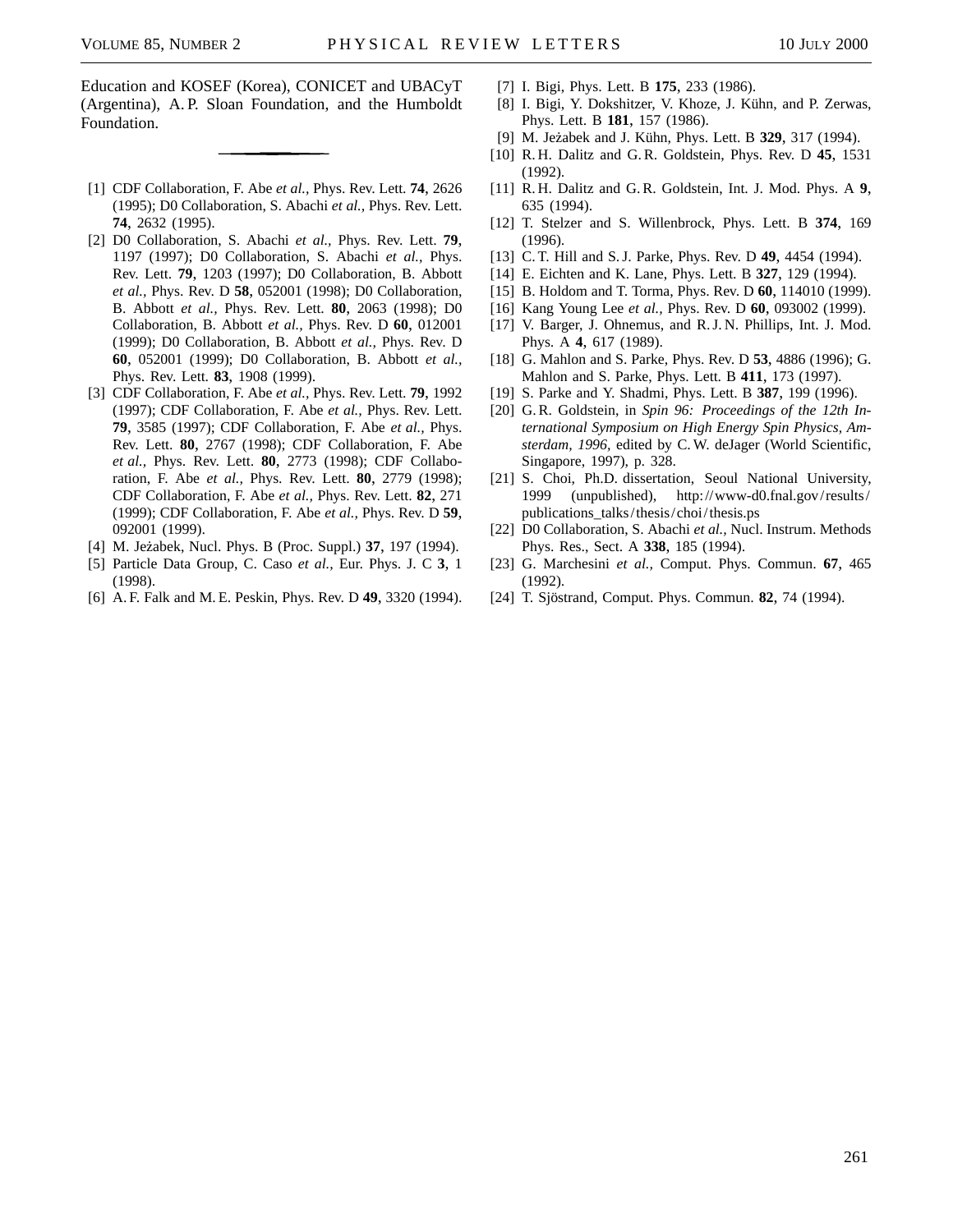Education and KOSEF (Korea), CONICET and UBACyT (Argentina), A. P. Sloan Foundation, and the Humboldt Foundation.

---

[1] CDF Collaboration, F. Abe *et al.,* Phys. Rev. Lett. **74**, 2626 (1995); D0 Collaboration, S. Abachi *et al.,* Phys. Rev. Lett. **74**, 2632 (1995).

[2] D0 Collaboration, S. Abachi *et al.,* Phys. Rev. Lett. **79**, 1197 (1997); D0 Collaboration, S. Abachi *et al.,* Phys. Rev. Lett. **79**, 1203 (1997); D0 Collaboration, B. Abbott *et al.,* Phys. Rev. D **58**, 052001 (1998); D0 Collaboration, B. Abbott *et al.,* Phys. Rev. Lett. **80**, 2063 (1998); D0 Collaboration, B. Abbott *et al.,* Phys. Rev. D **60**, 012001 (1999); D0 Collaboration, B. Abbott *et al.,* Phys. Rev. D **60**, 052001 (1999); D0 Collaboration, B. Abbott *et al.,* Phys. Rev. Lett. **83**, 1908 (1999).

[3] CDF Collaboration, F. Abe *et al.,* Phys. Rev. Lett. **79**, 1992 (1997); CDF Collaboration, F. Abe *et al.,* Phys. Rev. Lett. **79**, 3585 (1997); CDF Collaboration, F. Abe *et al.,* Phys. Rev. Lett. **80**, 2767 (1998); CDF Collaboration, F. Abe *et al.,* Phys. Rev. Lett. **80**, 2773 (1998); CDF Collaboration, F. Abe *et al.,* Phys. Rev. Lett. **80**, 2779 (1998); CDF Collaboration, F. Abe *et al.,* Phys. Rev. Lett. **82**, 271 (1999); CDF Collaboration, F. Abe *et al.,* Phys. Rev. D **59**, 092001 (1999).

[4] M. Jeżabek, Nucl. Phys. B (Proc. Suppl.) **37**, 197 (1994).

[5] Particle Data Group, C. Caso *et al.,* Eur. Phys. J. C **3**, 1 (1998).

[6] A. F. Falk and M. E. Peskin, Phys. Rev. D **49**, 3320 (1994).

[7] I. Bigi, Phys. Lett. B **175**, 233 (1986).

[8] I. Bigi, Y. Dokshitzer, V. Khoze, J. Kühn, and P. Zerwas, Phys. Lett. B **181**, 157 (1986).

[9] M. Jeżabek and J. Kühn, Phys. Lett. B **329**, 317 (1994).

[10] R. H. Dalitz and G. R. Goldstein, Phys. Rev. D **45**, 1531 (1992).

[11] R. H. Dalitz and G. R. Goldstein, Int. J. Mod. Phys. A **9**, 635 (1994).

[12] T. Stelzer and S. Willenbrock, Phys. Lett. B **374**, 169 (1996).

[13] C. T. Hill and S. J. Parke, Phys. Rev. D **49**, 4454 (1994).

[14] E. Eichten and K. Lane, Phys. Lett. B **327**, 129 (1994).

[15] B. Holdom and T. Torma, Phys. Rev. D **60**, 114010 (1999).

[16] Kang Young Lee *et al.,* Phys. Rev. D **60**, 093002 (1999).

[17] V. Barger, J. Ohnemus, and R. J. N. Phillips, Int. J. Mod. Phys. A **4**, 617 (1989).

[18] G. Mahlon and S. Parke, Phys. Rev. D **53**, 4886 (1996); G. Mahlon and S. Parke, Phys. Lett. B **411**, 173 (1997).

[19] S. Parke and Y. Shadmi, Phys. Lett. B **387**, 199 (1996).

[20] G. R. Goldstein, in *Spin 96: Proceedings of the 12th International Symposium on High Energy Spin Physics, Amsterdam, 1996*, edited by C. W. deJager (World Scientific, Singapore, 1997), p. 328.

[21] S. Choi, Ph.D. dissertation, Seoul National University, 1999 (unpublished), http://www-d0.fnal.gov/results/publications_talks/thesis/choi/thesis.ps

[22] D0 Collaboration, S. Abachi *et al.,* Nucl. Instrum. Methods Phys. Res., Sect. A **338**, 185 (1994).

[23] G. Marchesini *et al.,* Comput. Phys. Commun. **67**, 465 (1992).

[24] T. Sjöstrand, Comput. Phys. Commun. **82**, 74 (1994).